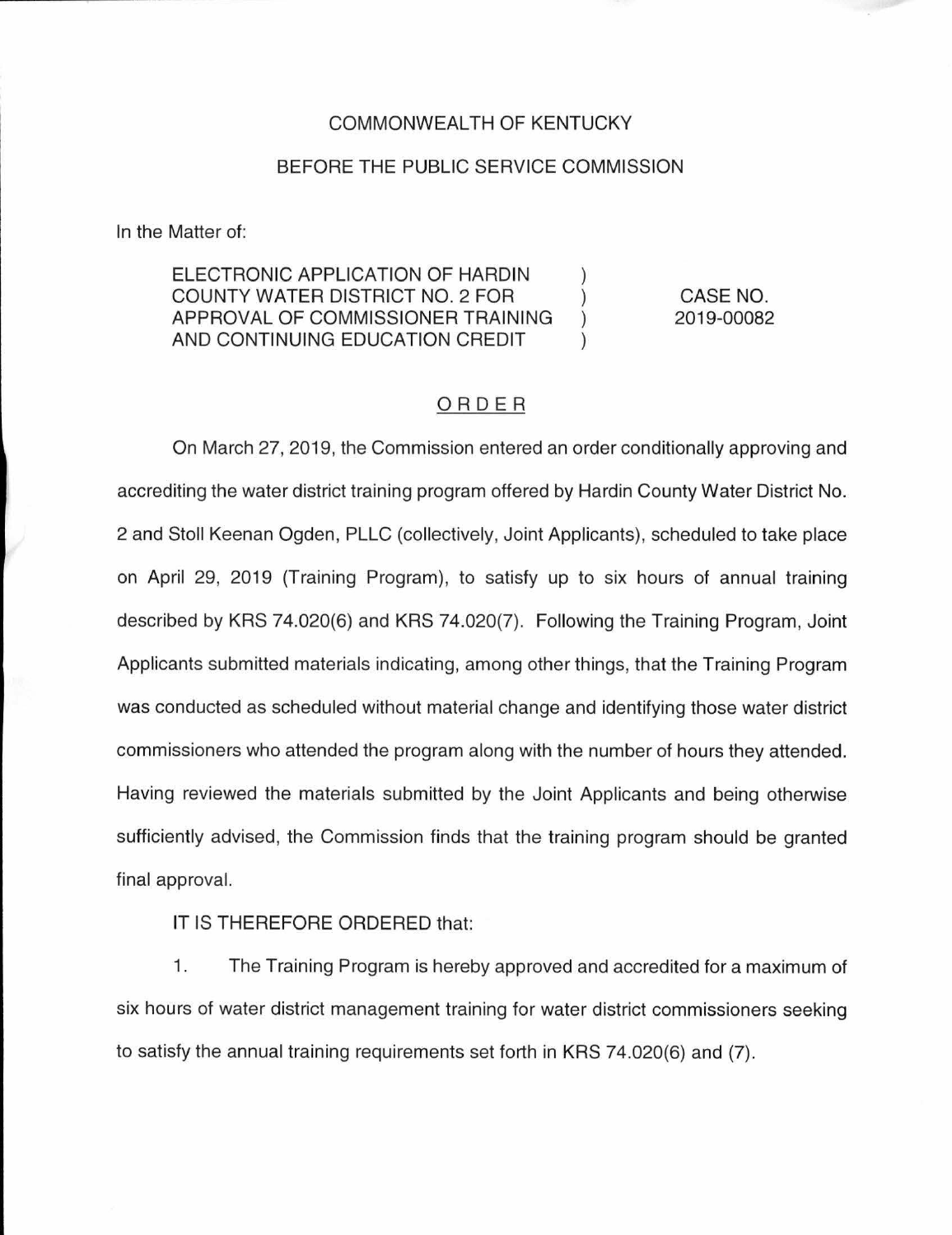COMMONWEALTH OF KENTUCKY

BEFORE THE PUBLIC SERVICE COMMISSION

In the Matter of:

| | | |
|---|---|---|
| ELECTRONIC APPLICATION OF HARDIN COUNTY WATER DISTRICT NO. 2 FOR APPROVAL OF COMMISSIONER TRAINING AND CONTINUING EDUCATION CREDIT | ) ) ) ) | CASE NO. 2019-00082 |

## ORDER

On March 27, 2019, the Commission entered an order conditionally approving and accrediting the water district training program offered by Hardin County Water District No. 2 and Stoll Keenan Ogden, PLLC (collectively, Joint Applicants), scheduled to take place on April 29, 2019 (Training Program), to satisfy up to six hours of annual training described by KRS 74.020(6) and KRS 74.020(7). Following the Training Program, Joint Applicants submitted materials indicating, among other things, that the Training Program was conducted as scheduled without material change and identifying those water district commissioners who attended the program along with the number of hours they attended. Having reviewed the materials submitted by the Joint Applicants and being otherwise sufficiently advised, the Commission finds that the training program should be granted final approval.

IT IS THEREFORE ORDERED that:

1. The Training Program is hereby approved and accredited for a maximum of six hours of water district management training for water district commissioners seeking to satisfy the annual training requirements set forth in KRS 74.020(6) and (7).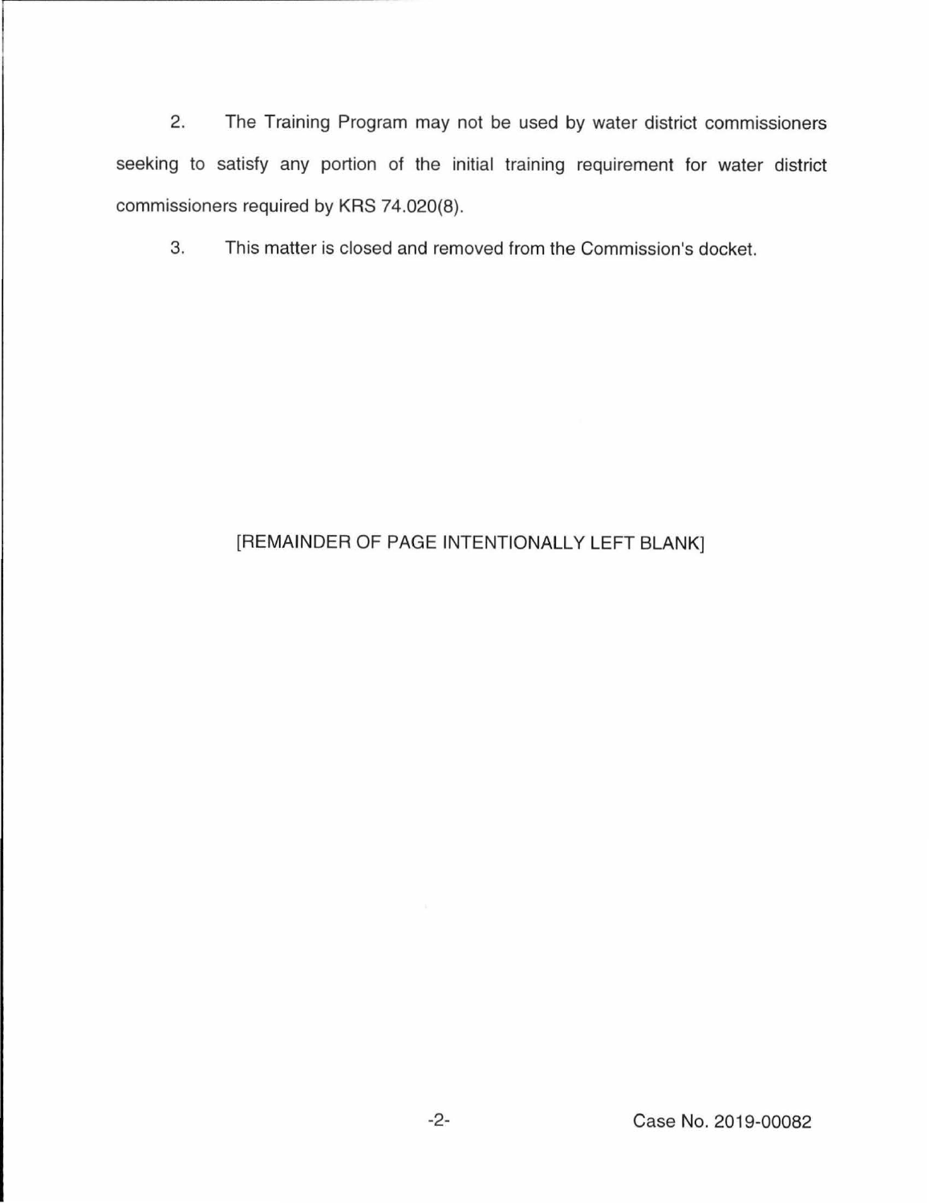2. The Training Program may not be used by water district commissioners seeking to satisfy any portion of the initial training requirement for water district commissioners required by KRS 74.020(8).

3. This matter is closed and removed from the Commission's docket.

[REMAINDER OF PAGE INTENTIONALLY LEFT BLANK]

Case No. 2019-00082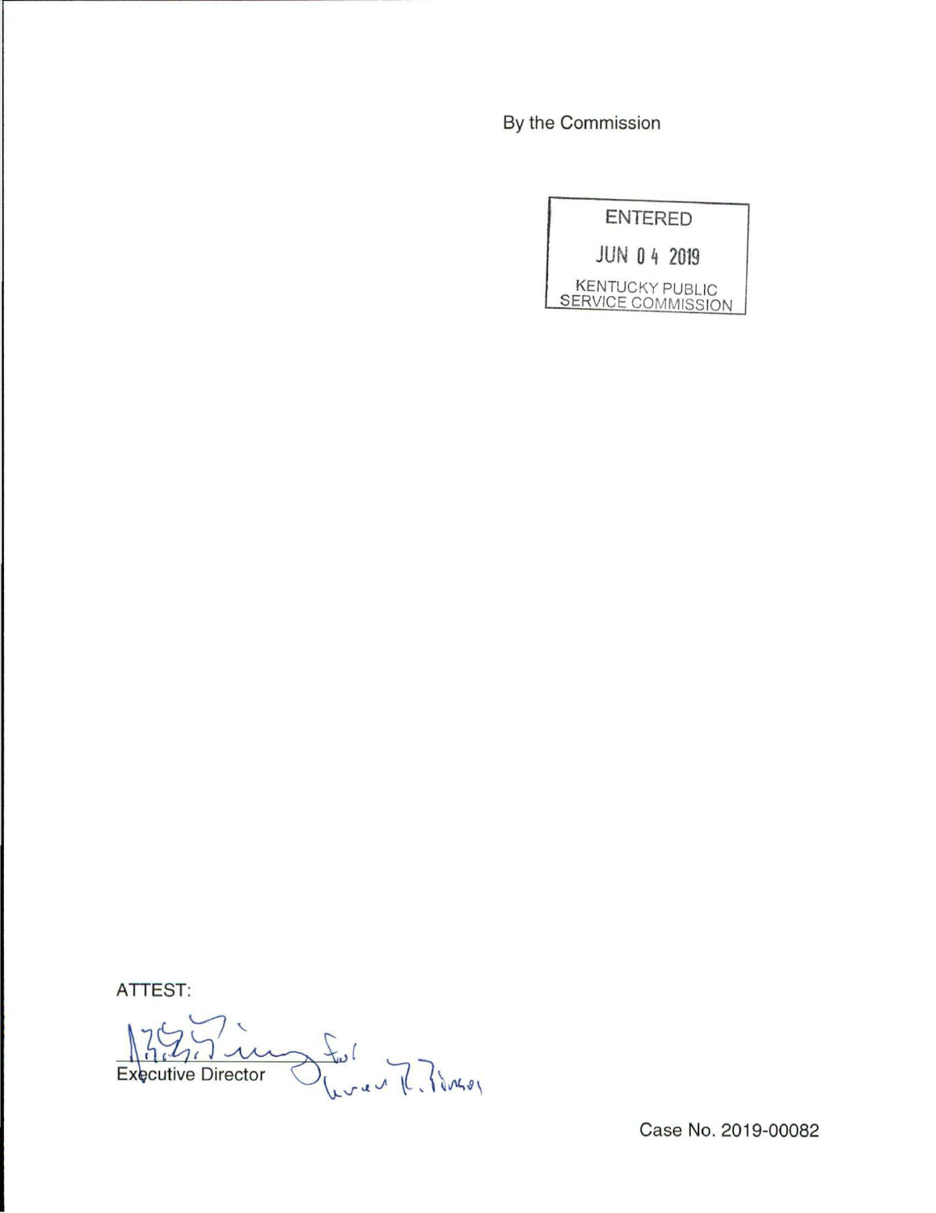By the Commission

ENTERED

JUN 04 2019

KENTUCKY PUBLIC SERVICE COMMISSION

ATTEST:

Executive Director

Case No. 2019-00082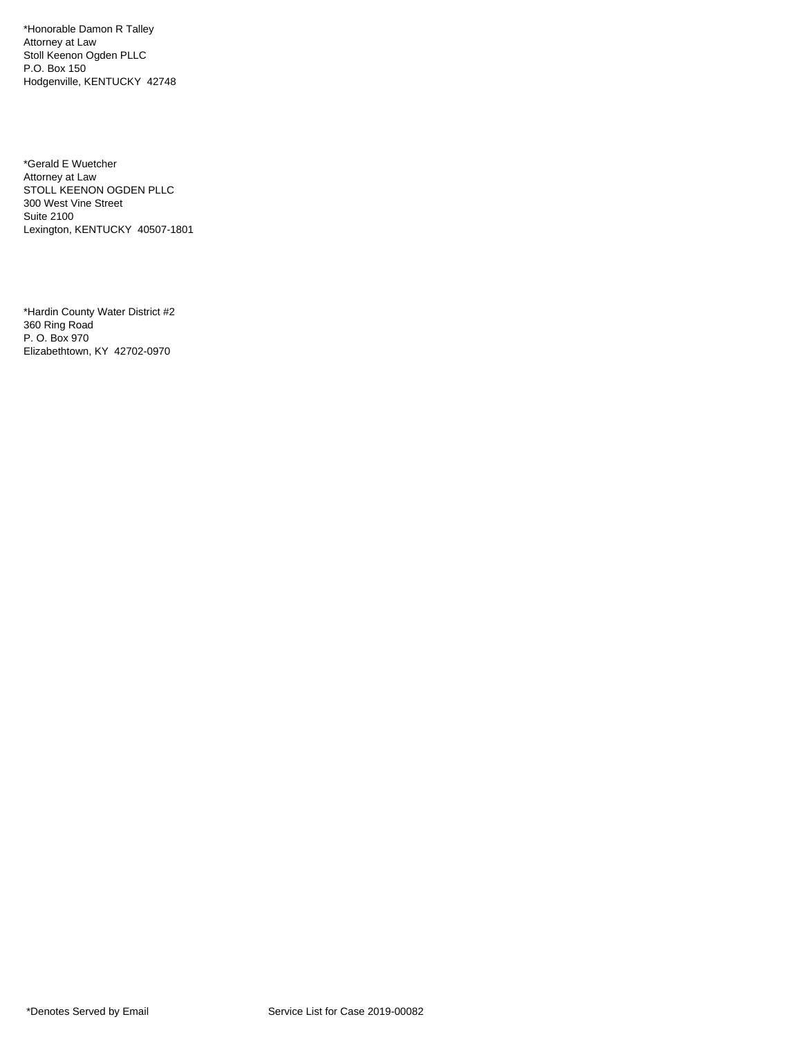*Honorable Damon R Talley
Attorney at Law
Stoll Keenon Ogden PLLC
P.O. Box 150
Hodgenville, KENTUCKY  42748

*Gerald E Wuetcher
Attorney at Law
STOLL KEENON OGDEN PLLC
300 West Vine Street
Suite 2100
Lexington, KENTUCKY  40507-1801

*Hardin County Water District #2
360 Ring Road
P. O. Box 970
Elizabethtown, KY  42702-0970

*Denotes Served by Email

Service List for Case 2019-00082